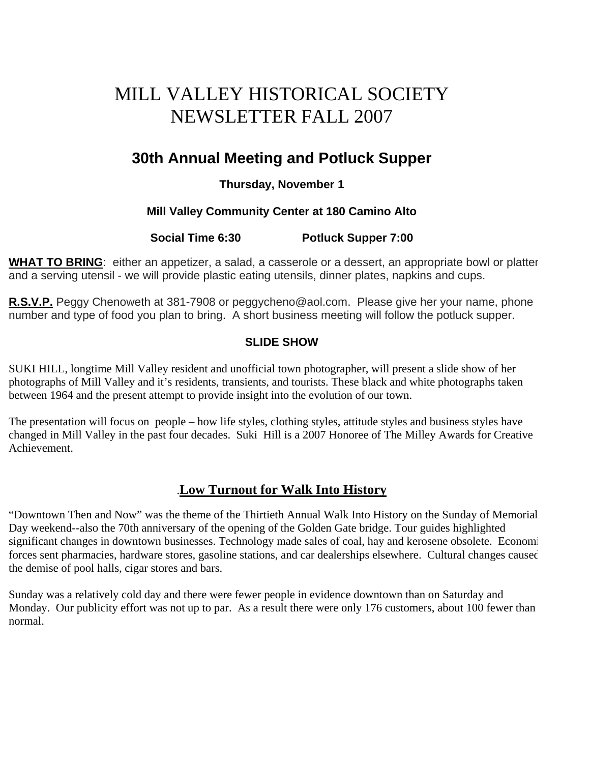# MILL VALLEY HISTORICAL SOCIETY NEWSLETTER FALL 2007

## 30th Annual Meeting and Potluck Supper

**Thursday, November 1**

**Mill Valley Community Center at 180 Camino Alto**

**Social Time 6:30 Potluck Supper 7:00**

**WHAT TO BRING**: either an appetizer, a salad, a casserole or a dessert, an appropriate bowl or platter and a serving utensil - we will provide plastic eating utensils, dinner plates, napkins and cups.

**R.S.V.P.** Peggy Chenoweth at 381-7908 or peggycheno@aol.com. Please give her your name, phone number and type of food you plan to bring. A short business meeting will follow the potluck supper.

### SLIDE SHOW

SUKI HILL, longtime Mill Valley resident and unofficial town photographer, will present a slide show of her photographs of Mill Valley and it's residents, transients, and tourists. These black and white photographs taken between 1964 and the present attempt to provide insight into the evolution of our town.

The presentation will focus on people – how life styles, clothing styles, attitude styles and business styles have changed in Mill Valley in the past four decades. Suki Hill is a 2007 Honoree of The Milley Awards for Creative Achievement.

## Low Turnout for Walk Into History

"Downtown Then and Now" was the theme of the Thirtieth Annual Walk Into History on the Sunday of Memorial Day weekend--also the 70th anniversary of the opening of the Golden Gate bridge. Tour guides highlighted significant changes in downtown businesses. Technology made sales of coal, hay and kerosene obsolete. Economic forces sent pharmacies, hardware stores, gasoline stations, and car dealerships elsewhere. Cultural changes caused the demise of pool halls, cigar stores and bars.

Sunday was a relatively cold day and there were fewer people in evidence downtown than on Saturday and Monday. Our publicity effort was not up to par. As a result there were only 176 customers, about 100 fewer than normal.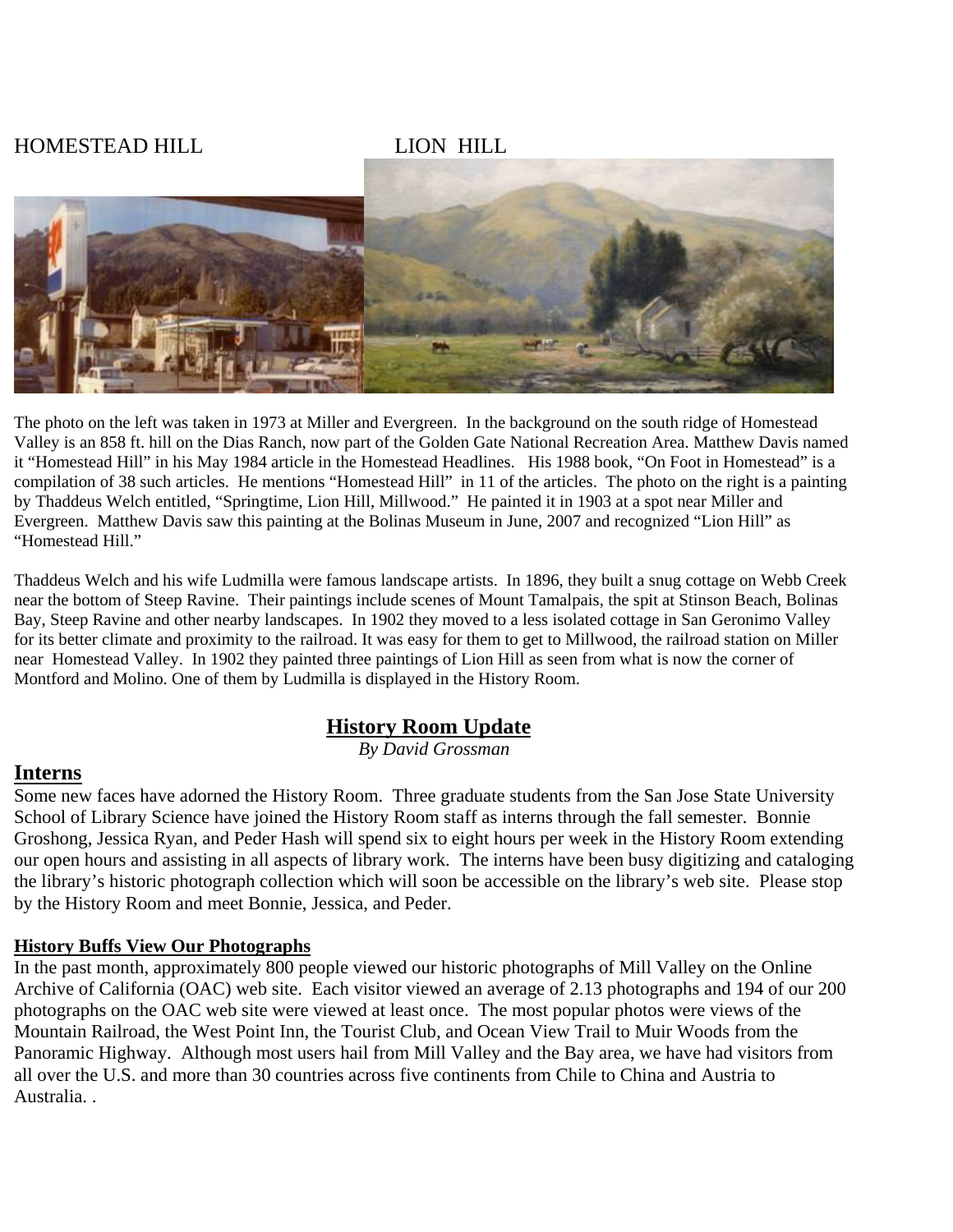HOMESTEAD HILL LION HILL

The photo on the left was taken in 1973 at Miller and Evergreen. In the background on the south ridge of Homestead Valley is an 858 ft. hill on the Dias Ranch, now part of the Golden Gate National Recreation Area. Matthew Davis named it "Homestead Hill" in his May 1984 article in the Homestead Headlines. His 1988 book, "On Foot in Homestead" is a compilation of 38 such articles. He mentions "Homestead Hill" in 11 of the articles. The photo on the right is a painting by Thaddeus Welch entitled, "Springtime, Lion Hill, Millwood." He painted it in 1903 at a spot near Miller and Evergreen. Matthew Davis saw this painting at the Bolinas Museum in June, 2007 and recognized "Lion Hill" as "Homestead Hill."

Thaddeus Welch and his wife Ludmilla were famous landscape artists. In 1896, they built a snug cottage on Webb Creek near the bottom of Steep Ravine. Their paintings include scenes of Mount Tamalpais, the spit at Stinson Beach, Bolinas Bay, Steep Ravine and other nearby landscapes. In 1902 they moved to a less isolated cottage in San Geronimo Valley for its better climate and proximity to the railroad. It was easy for them to get to Millwood, the railroad station on Miller near Homestead Valley. In 1902 they painted three paintings of Lion Hill as seen from what is now the corner of Montford and Molino. One of them by Ludmilla is displayed in the History Room.

## History Room Update

*By David Grossman*

## Interns

Some new faces have adorned the History Room. Three graduate students from the San Jose State University School of Library Science have joined the History Room staff as interns through the fall semester. Bonnie Groshong, Jessica Ryan, and Peder Hash will spend six to eight hours per week in the History Room extending our open hours and assisting in all aspects of library work. The interns have been busy digitizing and cataloging the library's historic photograph collection which will soon be accessible on the library's web site. Please stop by the History Room and meet Bonnie, Jessica, and Peder.

### History Buffs View Our Photographs

In the past month, approximately 800 people viewed our historic photographs of Mill Valley on the Online Archive of California (OAC) web site. Each visitor viewed an average of 2.13 photographs and 194 of our 200 photographs on the OAC web site were viewed at least once. The most popular photos were views of the Mountain Railroad, the West Point Inn, the Tourist Club, and Ocean View Trail to Muir Woods from the Panoramic Highway. Although most users hail from Mill Valley and the Bay area, we have had visitors from all over the U.S. and more than 30 countries across five continents from Chile to China and Austria to Australia. .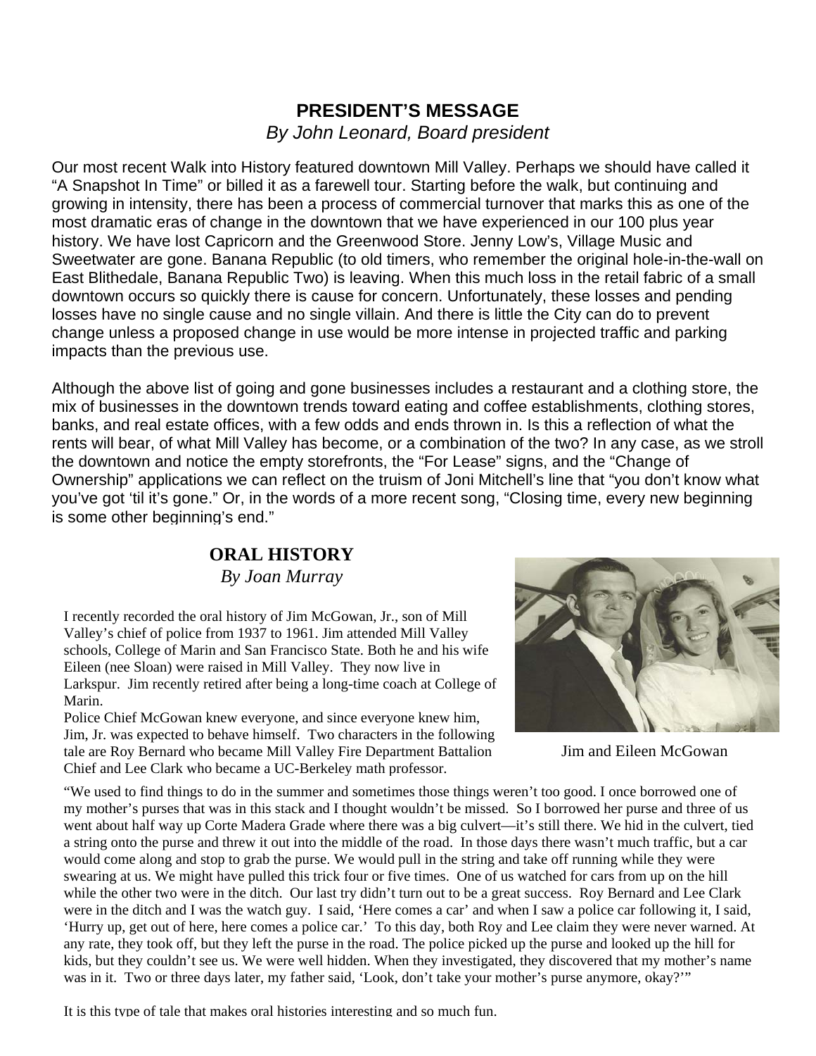## PRESIDENT'S MESSAGE

*By John Leonard, Board president*

Our most recent Walk into History featured downtown Mill Valley. Perhaps we should have called it "A Snapshot In Time" or billed it as a farewell tour. Starting before the walk, but continuing and growing in intensity, there has been a process of commercial turnover that marks this as one of the most dramatic eras of change in the downtown that we have experienced in our 100 plus year history. We have lost Capricorn and the Greenwood Store. Jenny Low's, Village Music and Sweetwater are gone. Banana Republic (to old timers, who remember the original hole-in-the-wall on East Blithedale, Banana Republic Two) is leaving. When this much loss in the retail fabric of a small downtown occurs so quickly there is cause for concern. Unfortunately, these losses and pending losses have no single cause and no single villain. And there is little the City can do to prevent change unless a proposed change in use would be more intense in projected traffic and parking impacts than the previous use.

Although the above list of going and gone businesses includes a restaurant and a clothing store, the mix of businesses in the downtown trends toward eating and coffee establishments, clothing stores, banks, and real estate offices, with a few odds and ends thrown in. Is this a reflection of what the rents will bear, of what Mill Valley has become, or a combination of the two? In any case, as we stroll the downtown and notice the empty storefronts, the "For Lease" signs, and the "Change of Ownership" applications we can reflect on the truism of Joni Mitchell's line that "you don't know what you've got 'til it's gone." Or, in the words of a more recent song, "Closing time, every new beginning is some other beginning's end."

## ORAL HISTORY

*By Joan Murray*

I recently recorded the oral history of Jim McGowan, Jr., son of Mill Valley's chief of police from 1937 to 1961. Jim attended Mill Valley schools, College of Marin and San Francisco State. Both he and his wife Eileen (nee Sloan) were raised in Mill Valley. They now live in Larkspur. Jim recently retired after being a long-time coach at College of Marin.

Police Chief McGowan knew everyone, and since everyone knew him, Jim, Jr. was expected to behave himself. Two characters in the following tale are Roy Bernard who became Mill Valley Fire Department Battalion Chief and Lee Clark who became a UC-Berkeley math professor.

Jim and Eileen McGowan

"We used to find things to do in the summer and sometimes those things weren't too good. I once borrowed one of my mother's purses that was in this stack and I thought wouldn't be missed. So I borrowed her purse and three of us went about half way up Corte Madera Grade where there was a big culvert—it's still there. We hid in the culvert, tied a string onto the purse and threw it out into the middle of the road. In those days there wasn't much traffic, but a car would come along and stop to grab the purse. We would pull in the string and take off running while they were swearing at us. We might have pulled this trick four or five times. One of us watched for cars from up on the hill while the other two were in the ditch. Our last try didn't turn out to be a great success. Roy Bernard and Lee Clark were in the ditch and I was the watch guy. I said, 'Here comes a car' and when I saw a police car following it, I said, 'Hurry up, get out of here, here comes a police car.' To this day, both Roy and Lee claim they were never warned. At any rate, they took off, but they left the purse in the road. The police picked up the purse and looked up the hill for kids, but they couldn't see us. We were well hidden. When they investigated, they discovered that my mother's name was in it. Two or three days later, my father said, 'Look, don't take your mother's purse anymore, okay?'"

It is this type of tale that makes oral histories interesting and so much fun.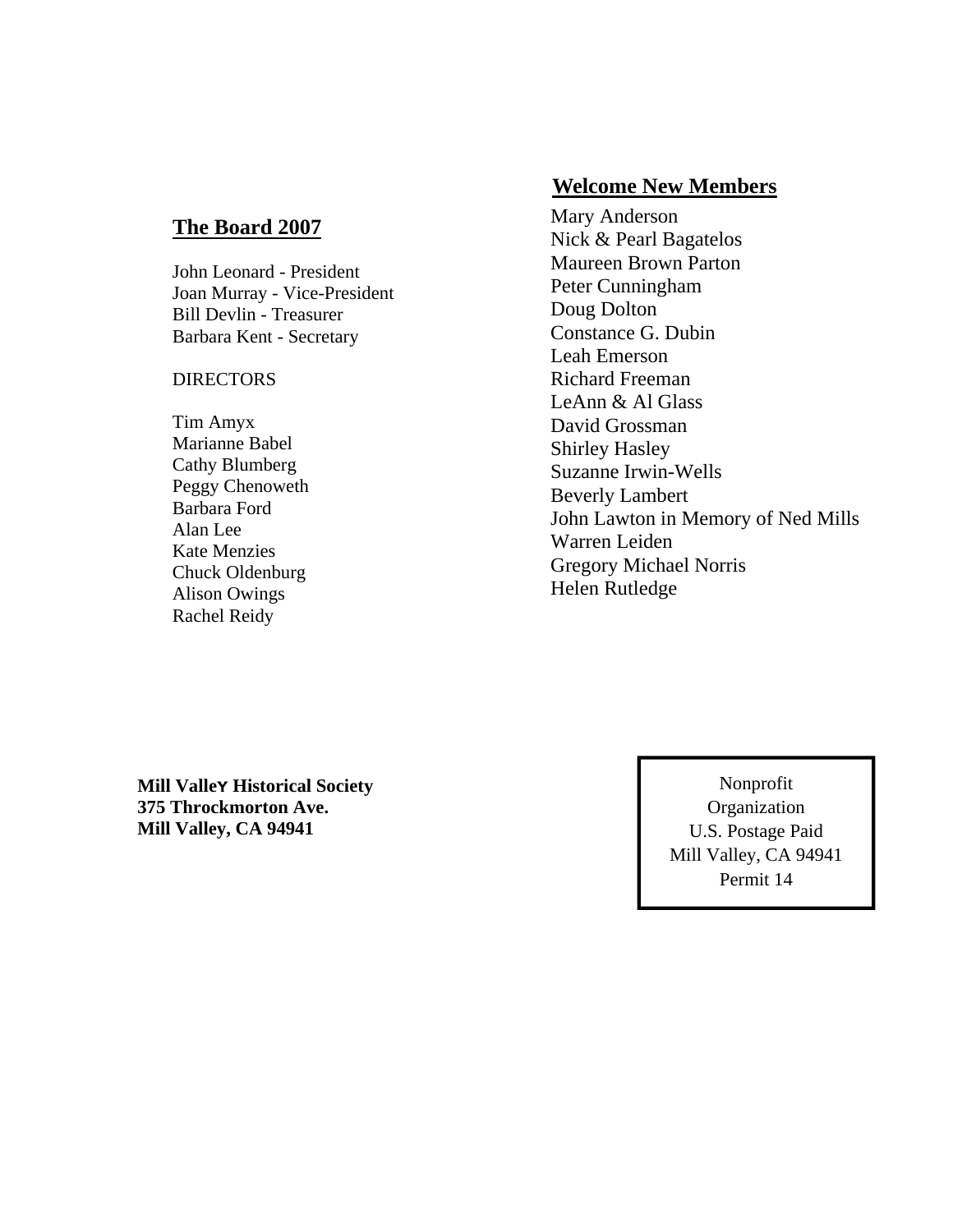## The Board 2007

John Leonard - President
Joan Murray - Vice-President
Bill Devlin - Treasurer
Barbara Kent - Secretary

DIRECTORS

Tim Amyx
Marianne Babel
Cathy Blumberg
Peggy Chenoweth
Barbara Ford
Alan Lee
Kate Menzies
Chuck Oldenburg
Alison Owings
Rachel Reidy

## Welcome New Members

Mary Anderson
Nick & Pearl Bagatelos
Maureen Brown Parton
Peter Cunningham
Doug Dolton
Constance G. Dubin
Leah Emerson
Richard Freeman
LeAnn & Al Glass
David Grossman
Shirley Hasley
Suzanne Irwin-Wells
Beverly Lambert
John Lawton in Memory of Ned Mills
Warren Leiden
Gregory Michael Norris
Helen Rutledge

**Mill Valley Historical Society**
**375 Throckmorton Ave.**
**Mill Valley, CA 94941**

Nonprofit
Organization
U.S. Postage Paid
Mill Valley, CA 94941
Permit 14